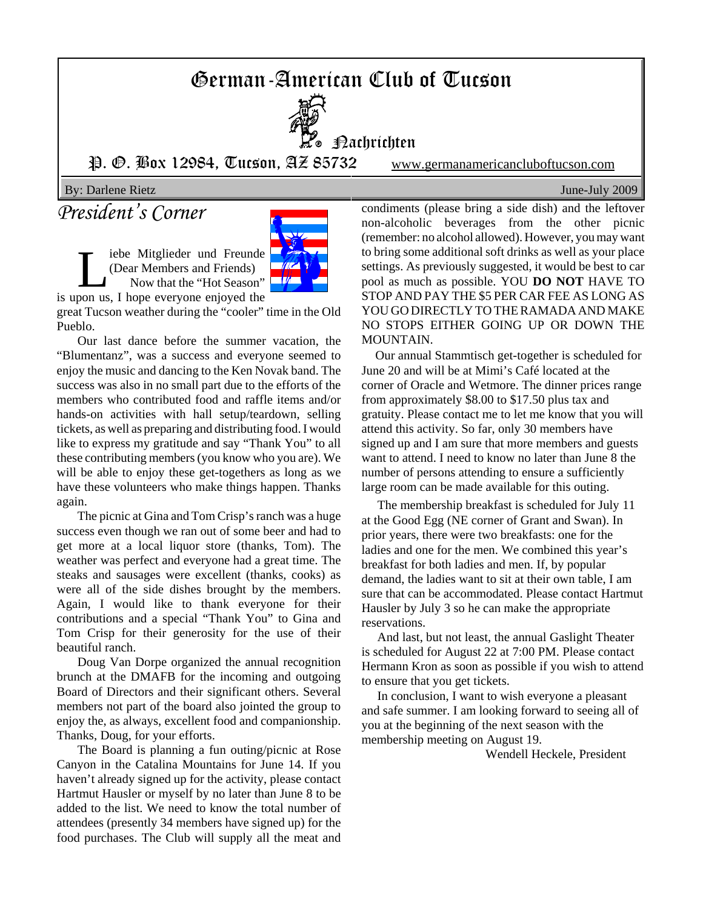# German-American Club of Tucson

## Nachrichten

P. O. Box 12984, Tucson, AZ 85732 www.germanamericancluboftucson.com

By: Darlene Rietz June-July 2009

## *President's Corner*

Liebe Mitglieder und Freunde (Dear Members and Friends)

Now that the "Hot Season" is upon us, I hope everyone enjoyed the great Tucson weather during the "cooler" time in the Old Pueblo.

Our last dance before the summer vacation, the "Blumentanz", was a success and everyone seemed to enjoy the music and dancing to the Ken Novak band. The success was also in no small part due to the efforts of the members who contributed food and raffle items and/or hands-on activities with hall setup/teardown, selling tickets, as well as preparing and distributing food. I would like to express my gratitude and say "Thank You" to all these contributing members (you know who you are). We will be able to enjoy these get-togethers as long as we have these volunteers who make things happen. Thanks again.

The picnic at Gina and Tom Crisp's ranch was a huge success even though we ran out of some beer and had to get more at a local liquor store (thanks, Tom). The weather was perfect and everyone had a great time. The steaks and sausages were excellent (thanks, cooks) as were all of the side dishes brought by the members. Again, I would like to thank everyone for their contributions and a special "Thank You" to Gina and Tom Crisp for their generosity for the use of their beautiful ranch.

Doug Van Dorpe organized the annual recognition brunch at the DMAFB for the incoming and outgoing Board of Directors and their significant others. Several members not part of the board also jointed the group to enjoy the, as always, excellent food and companionship. Thanks, Doug, for your efforts.

The Board is planning a fun outing/picnic at Rose Canyon in the Catalina Mountains for June 14. If you haven't already signed up for the activity, please contact Hartmut Hausler or myself by no later than June 8 to be added to the list. We need to know the total number of attendees (presently 34 members have signed up) for the food purchases. The Club will supply all the meat and condiments (please bring a side dish) and the leftover non-alcoholic beverages from the other picnic (remember: no alcohol allowed). However, you may want to bring some additional soft drinks as well as your place settings. As previously suggested, it would be best to car pool as much as possible. YOU **DO NOT** HAVE TO STOP AND PAY THE $5 PER CAR FEE AS LONG AS YOU GO DIRECTLY TO THE RAMADA AND MAKE NO STOPS EITHER GOING UP OR DOWN THE MOUNTAIN.

Our annual Stammtisch get-together is scheduled for June 20 and will be at Mimi's Café located at the corner of Oracle and Wetmore. The dinner prices range from approximately $8.00 to $17.50 plus tax and gratuity. Please contact me to let me know that you will attend this activity. So far, only 30 members have signed up and I am sure that more members and guests want to attend. I need to know no later than June 8 the number of persons attending to ensure a sufficiently large room can be made available for this outing.

The membership breakfast is scheduled for July 11 at the Good Egg (NE corner of Grant and Swan). In prior years, there were two breakfasts: one for the ladies and one for the men. We combined this year's breakfast for both ladies and men. If, by popular demand, the ladies want to sit at their own table, I am sure that can be accommodated. Please contact Hartmut Hausler by July 3 so he can make the appropriate reservations.

And last, but not least, the annual Gaslight Theater is scheduled for August 22 at 7:00 PM. Please contact Hermann Kron as soon as possible if you wish to attend to ensure that you get tickets.

In conclusion, I want to wish everyone a pleasant and safe summer. I am looking forward to seeing all of you at the beginning of the next season with the membership meeting on August 19.

Wendell Heckele, President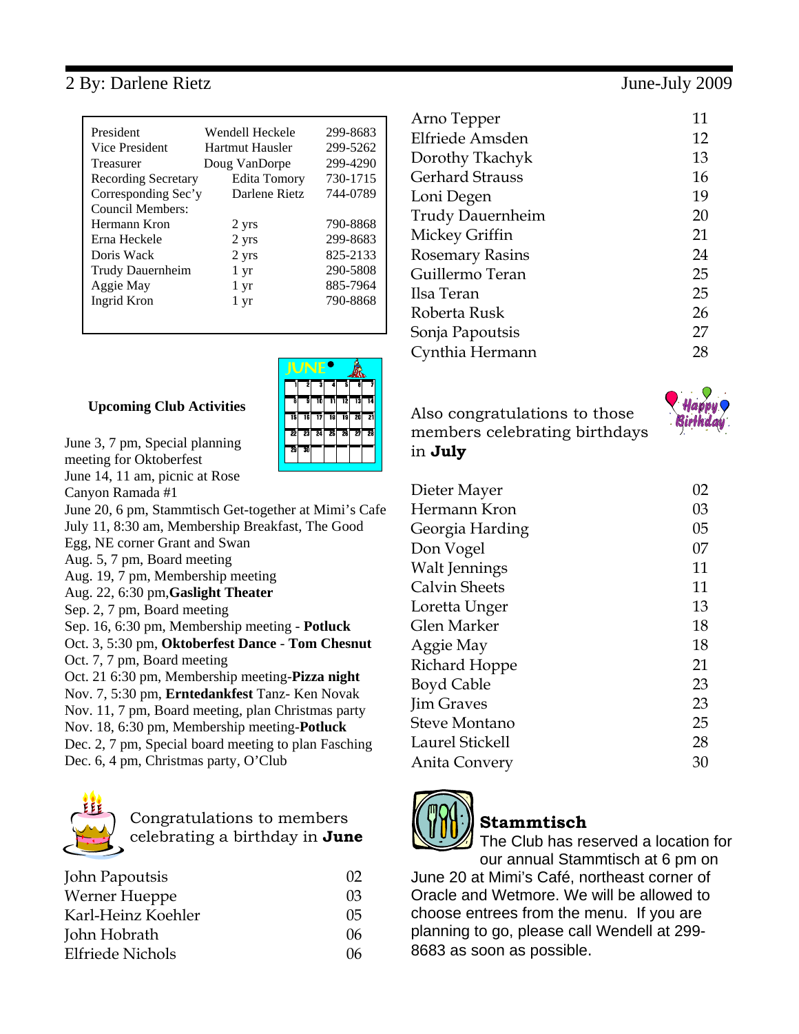| President | Wendell Heckele | 299-8683 |
| --- | --- | --- |
| Vice President | Hartmut Hausler | 299-5262 |
| Treasurer | Doug VanDorpe | 299-4290 |
| Recording Secretary | Edita Tomory | 730-1715 |
| Corresponding Sec'y | Darlene Rietz | 744-0789 |
| Council Members: | | |
| Hermann Kron | 2 yrs | 790-8868 |
| Erna Heckele | 2 yrs | 299-8683 |
| Doris Wack | 2 yrs | 825-2133 |
| Trudy Dauernheim | 1 yr | 290-5808 |
| Aggie May | 1 yr | 885-7964 |
| Ingrid Kron | 1 yr | 790-8868 |

**Upcoming Club Activities**

June 3, 7 pm, Special planning meeting for Oktoberfest
June 14, 11 am, picnic at Rose Canyon Ramada #1
June 20, 6 pm, Stammtisch Get-together at Mimi's Cafe
July 11, 8:30 am, Membership Breakfast, The Good Egg, NE corner Grant and Swan
Aug. 5, 7 pm, Board meeting
Aug. 19, 7 pm, Membership meeting
Aug. 22, 6:30 pm, **Gaslight Theater**
Sep. 2, 7 pm, Board meeting
Sep. 16, 6:30 pm, Membership meeting - **Potluck**
Oct. 3, 5:30 pm, **Oktoberfest Dance** - **Tom Chesnut**
Oct. 7, 7 pm, Board meeting
Oct. 21 6:30 pm, Membership meeting-**Pizza night**
Nov. 7, 5:30 pm, **Erntedankfest** Tanz- Ken Novak
Nov. 11, 7 pm, Board meeting, plan Christmas party
Nov. 18, 6:30 pm, Membership meeting-**Potluck**
Dec. 2, 7 pm, Special board meeting to plan Fasching
Dec. 6, 4 pm, Christmas party, O'Club

Congratulations to members celebrating a birthday in **June**

| Name | Day |
| --- | --- |
| John Papoutsis | 02 |
| Werner Hueppe | 03 |
| Karl-Heinz Koehler | 05 |
| John Hobrath | 06 |
| Elfriede Nichols | 06 |
| Arno Tepper | 11 |
| Elfriede Amsden | 12 |
| Dorothy Tkachyk | 13 |
| Gerhard Strauss | 16 |
| Loni Degen | 19 |
| Trudy Dauernheim | 20 |
| Mickey Griffin | 21 |
| Rosemary Rasins | 24 |
| Guillermo Teran | 25 |
| Ilsa Teran | 25 |
| Roberta Rusk | 26 |
| Sonja Papoutsis | 27 |
| Cynthia Hermann | 28 |

Also congratulations to those members celebrating birthdays in **July**

| Name | Day |
| --- | --- |
| Dieter Mayer | 02 |
| Hermann Kron | 03 |
| Georgia Harding | 05 |
| Don Vogel | 07 |
| Walt Jennings | 11 |
| Calvin Sheets | 11 |
| Loretta Unger | 13 |
| Glen Marker | 18 |
| Aggie May | 18 |
| Richard Hoppe | 21 |
| Boyd Cable | 23 |
| Jim Graves | 23 |
| Steve Montano | 25 |
| Laurel Stickell | 28 |
| Anita Convery | 30 |

### Stammtisch

The Club has reserved a location for our annual Stammtisch at 6 pm on June 20 at Mimi's Café, northeast corner of Oracle and Wetmore. We will be allowed to choose entrees from the menu. If you are planning to go, please call Wendell at 299-8683 as soon as possible.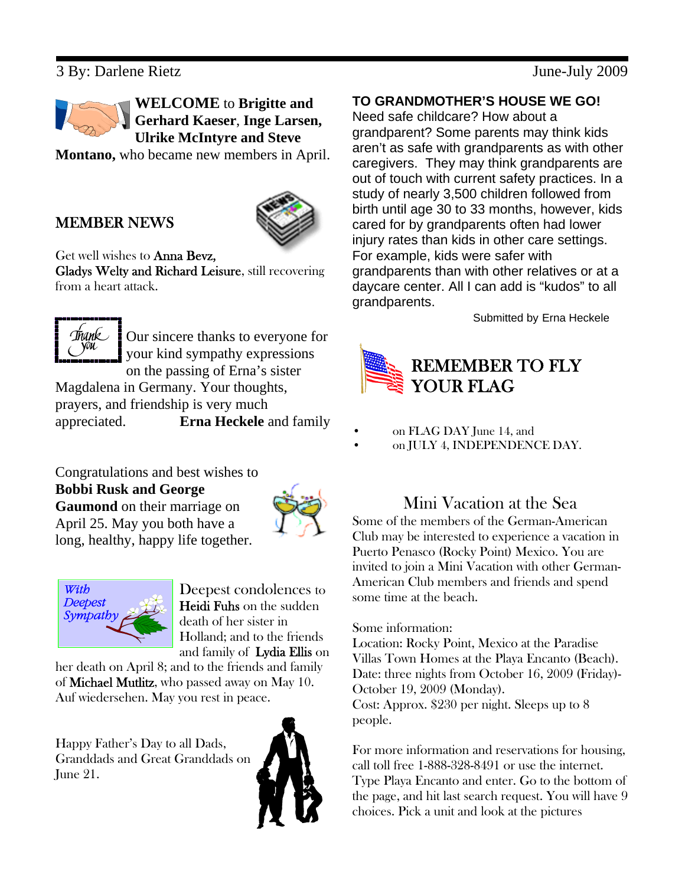**WELCOME** to **Brigitte and Gerhard Kaeser**, **Inge Larsen, Ulrike McIntyre and Steve Montano,** who became new members in April.

## MEMBER NEWS

Get well wishes to Anna Bevz, Gladys Welty and Richard Leisure, still recovering from a heart attack.

Our sincere thanks to everyone for your kind sympathy expressions on the passing of Erna's sister Magdalena in Germany. Your thoughts, prayers, and friendship is very much appreciated. **Erna Heckele** and family

Congratulations and best wishes to **Bobbi Rusk and George Gaumond** on their marriage on April 25. May you both have a long, healthy, happy life together.

Deepest condolences to Heidi Fuhs on the sudden death of her sister in Holland; and to the friends and family of Lydia Ellis on her death on April 8; and to the friends and family of Michael Mutlitz, who passed away on May 10. Auf wiedersehen. May you rest in peace.

Happy Father's Day to all Dads, Granddads and Great Granddads on June 21.

**TO GRANDMOTHER'S HOUSE WE GO!**

Need safe childcare? How about a grandparent? Some parents may think kids aren't as safe with grandparents as with other caregivers. They may think grandparents are out of touch with current safety practices. In a study of nearly 3,500 children followed from birth until age 30 to 33 months, however, kids cared for by grandparents often had lower injury rates than kids in other care settings. For example, kids were safer with grandparents than with other relatives or at a daycare center. All I can add is "kudos" to all grandparents.

Submitted by Erna Heckele

## REMEMBER TO FLY YOUR FLAG

- on FLAG DAY June 14, and
- on JULY 4, INDEPENDENCE DAY.

## Mini Vacation at the Sea

Some of the members of the German-American Club may be interested to experience a vacation in Puerto Penasco (Rocky Point) Mexico. You are invited to join a Mini Vacation with other German-American Club members and friends and spend some time at the beach.

Some information:
Location: Rocky Point, Mexico at the Paradise Villas Town Homes at the Playa Encanto (Beach).
Date: three nights from October 16, 2009 (Friday)-October 19, 2009 (Monday).
Cost: Approx. $230 per night. Sleeps up to 8 people.

For more information and reservations for housing, call toll free 1-888-328-8491 or use the internet. Type Playa Encanto and enter. Go to the bottom of the page, and hit last search request. You will have 9 choices. Pick a unit and look at the pictures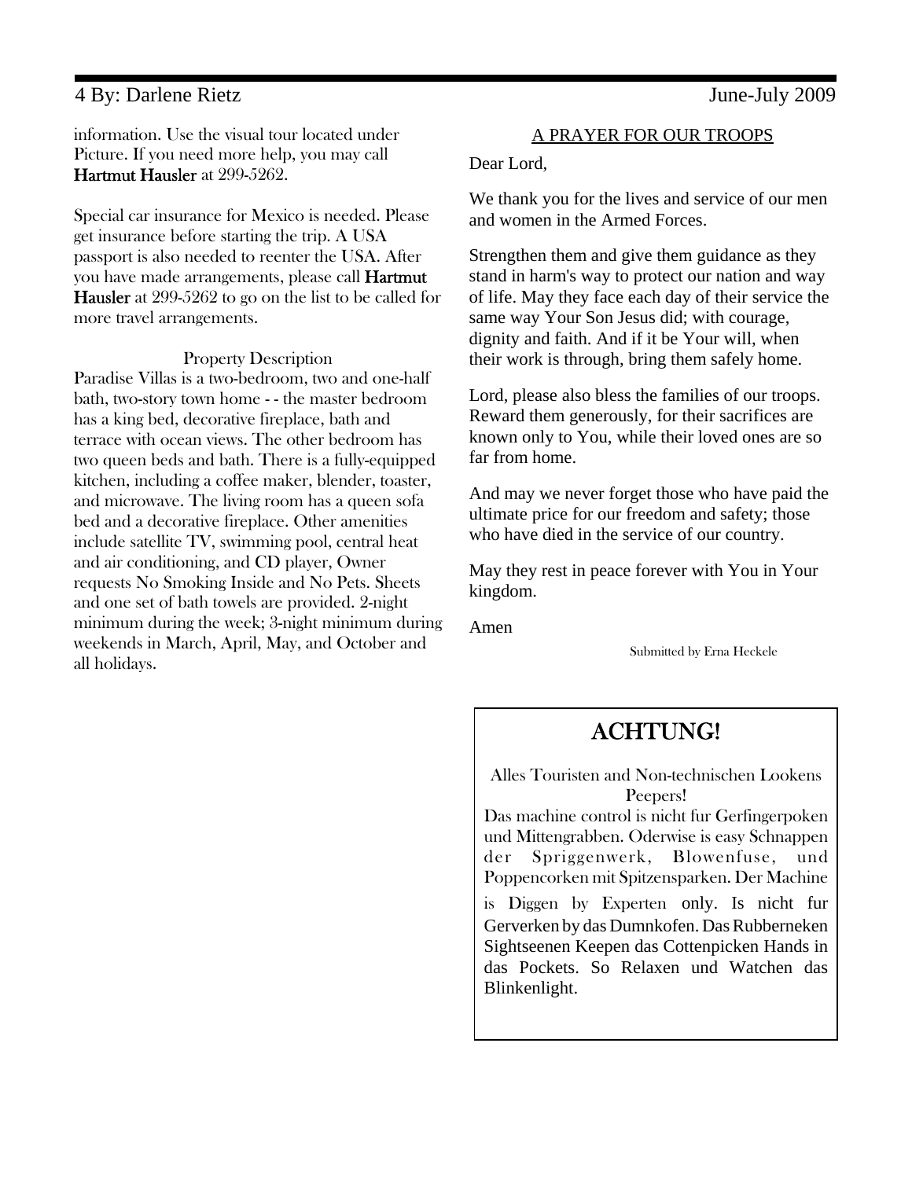information. Use the visual tour located under Picture. If you need more help, you may call **Hartmut Hausler** at 299-5262.

Special car insurance for Mexico is needed. Please get insurance before starting the trip. A USA passport is also needed to reenter the USA. After you have made arrangements, please call **Hartmut Hausler** at 299-5262 to go on the list to be called for more travel arrangements.

Property Description

Paradise Villas is a two-bedroom, two and one-half bath, two-story town home - - the master bedroom has a king bed, decorative fireplace, bath and terrace with ocean views. The other bedroom has two queen beds and bath. There is a fully-equipped kitchen, including a coffee maker, blender, toaster, and microwave. The living room has a queen sofa bed and a decorative fireplace. Other amenities include satellite TV, swimming pool, central heat and air conditioning, and CD player, Owner requests No Smoking Inside and No Pets. Sheets and one set of bath towels are provided. 2-night minimum during the week; 3-night minimum during weekends in March, April, May, and October and all holidays.

## A PRAYER FOR OUR TROOPS

Dear Lord,

We thank you for the lives and service of our men and women in the Armed Forces.

Strengthen them and give them guidance as they stand in harm's way to protect our nation and way of life. May they face each day of their service the same way Your Son Jesus did; with courage, dignity and faith. And if it be Your will, when their work is through, bring them safely home.

Lord, please also bless the families of our troops. Reward them generously, for their sacrifices are known only to You, while their loved ones are so far from home.

And may we never forget those who have paid the ultimate price for our freedom and safety; those who have died in the service of our country.

May they rest in peace forever with You in Your kingdom.

Amen

Submitted by Erna Heckele

## ACHTUNG!

Alles Touristen and Non-technischen Lookens Peepers!

Das machine control is nicht fur Gerfingerpoken und Mittengrabben. Oderwise is easy Schnappen der Spriggenwerk, Blowenfuse, und Poppencorken mit Spitzensparken. Der Machine is Diggen by Experten only. Is nicht fur Gerverken by das Dumnkofen. Das Rubberneken Sightseenen Keepen das Cottenpicken Hands in das Pockets. So Relaxen und Watchen das Blinkenlight.